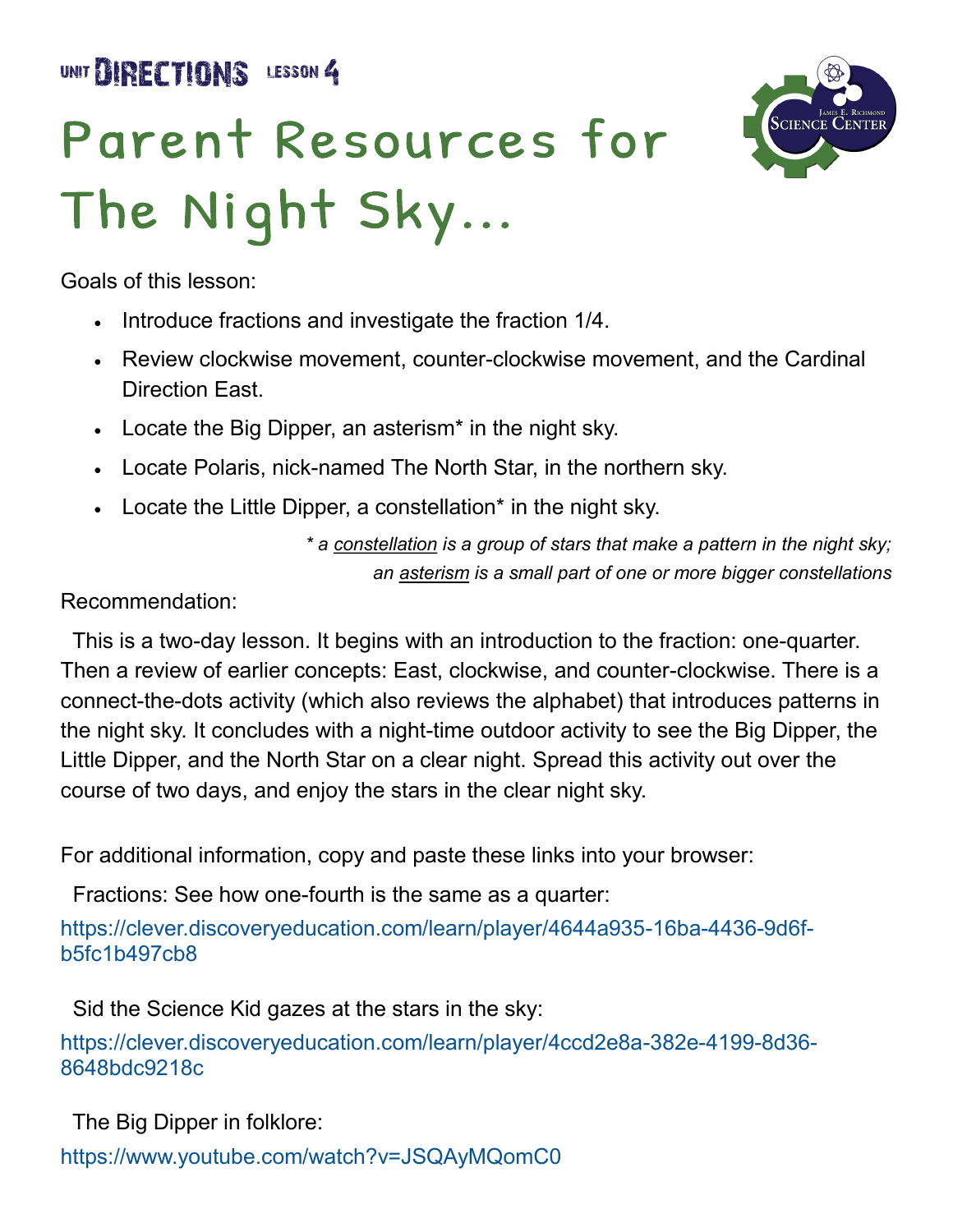UNIT **DIRECTIONS** LESSON 4

# Parent Resources for The Night Sky...

Goals of this lesson:

- Introduce fractions and investigate the fraction 1/4.
- Review clockwise movement, counter-clockwise movement, and the Cardinal Direction East.
- Locate the Big Dipper, an asterism* in the night sky.
- Locate Polaris, nick-named The North Star, in the northern sky.
- Locate the Little Dipper, a constellation* in the night sky.

*\* a constellation is a group of stars that make a pattern in the night sky; an asterism is a small part of one or more bigger constellations*

Recommendation:

This is a two-day lesson. It begins with an introduction to the fraction: one-quarter. Then a review of earlier concepts: East, clockwise, and counter-clockwise. There is a connect-the-dots activity (which also reviews the alphabet) that introduces patterns in the night sky. It concludes with a night-time outdoor activity to see the Big Dipper, the Little Dipper, and the North Star on a clear night. Spread this activity out over the course of two days, and enjoy the stars in the clear night sky.

For additional information, copy and paste these links into your browser:

Fractions: See how one-fourth is the same as a quarter:
https://clever.discoveryeducation.com/learn/player/4644a935-16ba-4436-9d6f-b5fc1b497cb8

Sid the Science Kid gazes at the stars in the sky:
https://clever.discoveryeducation.com/learn/player/4ccd2e8a-382e-4199-8d36-8648bdc9218c

The Big Dipper in folklore:
https://www.youtube.com/watch?v=JSQAyMQomC0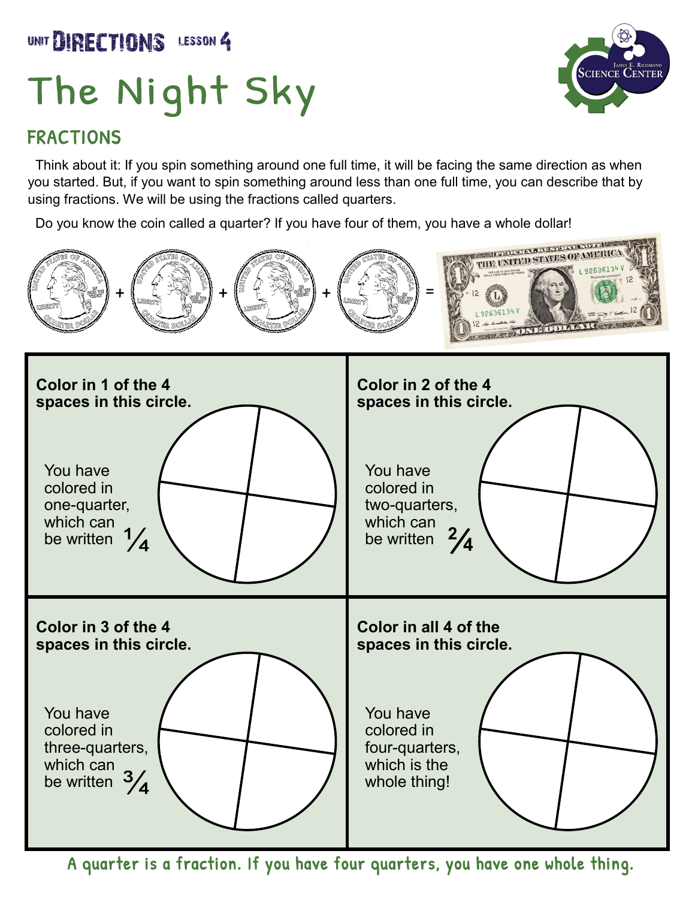UNIT **DIRECTIONS** LESSON 4

# The Night Sky

## FRACTIONS

Think about it: If you spin something around one full time, it will be facing the same direction as when you started. But, if you want to spin something around less than one full time, you can describe that by using fractions. We will be using the fractions called quarters.

Do you know the coin called a quarter? If you have four of them, you have a whole dollar!

+ + + =

**Color in 1 of the 4 spaces in this circle.**

You have colored in one-quarter, which can be written $\frac{1}{4}$

**Color in 2 of the 4 spaces in this circle.**

You have colored in two-quarters, which can be written $\frac{2}{4}$

**Color in 3 of the 4 spaces in this circle.**

You have colored in three-quarters, which can be written $\frac{3}{4}$

**Color in all 4 of the spaces in this circle.**

You have colored in four-quarters, which is the whole thing!

A quarter is a fraction. If you have four quarters, you have one whole thing.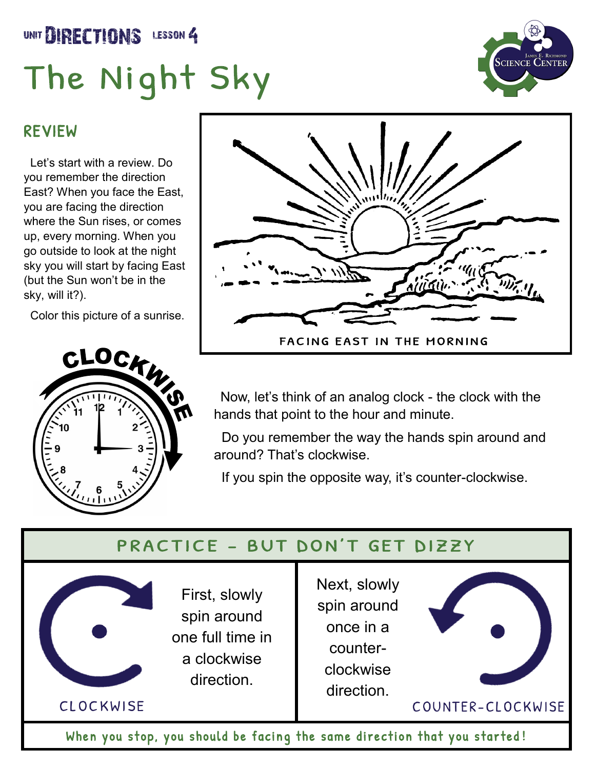UNIT **DIRECTIONS** LESSON 4

# The Night Sky

## REVIEW

Let's start with a review. Do you remember the direction East? When you face the East, you are facing the direction where the Sun rises, or comes up, every morning. When you go outside to look at the night sky you will start by facing East (but the Sun won't be in the sky, will it?).

Color this picture of a sunrise.

FACING EAST IN THE MORNING

CLOCKWISE

Now, let's think of an analog clock - the clock with the hands that point to the hour and minute.

Do you remember the way the hands spin around and around? That's clockwise.

If you spin the opposite way, it's counter-clockwise.

## PRACTICE - BUT DON'T GET DIZZY

First, slowly spin around one full time in a clockwise direction.

CLOCKWISE

Next, slowly spin around once in a counter-clockwise direction.

COUNTER-CLOCKWISE

When you stop, you should be facing the same direction that you started!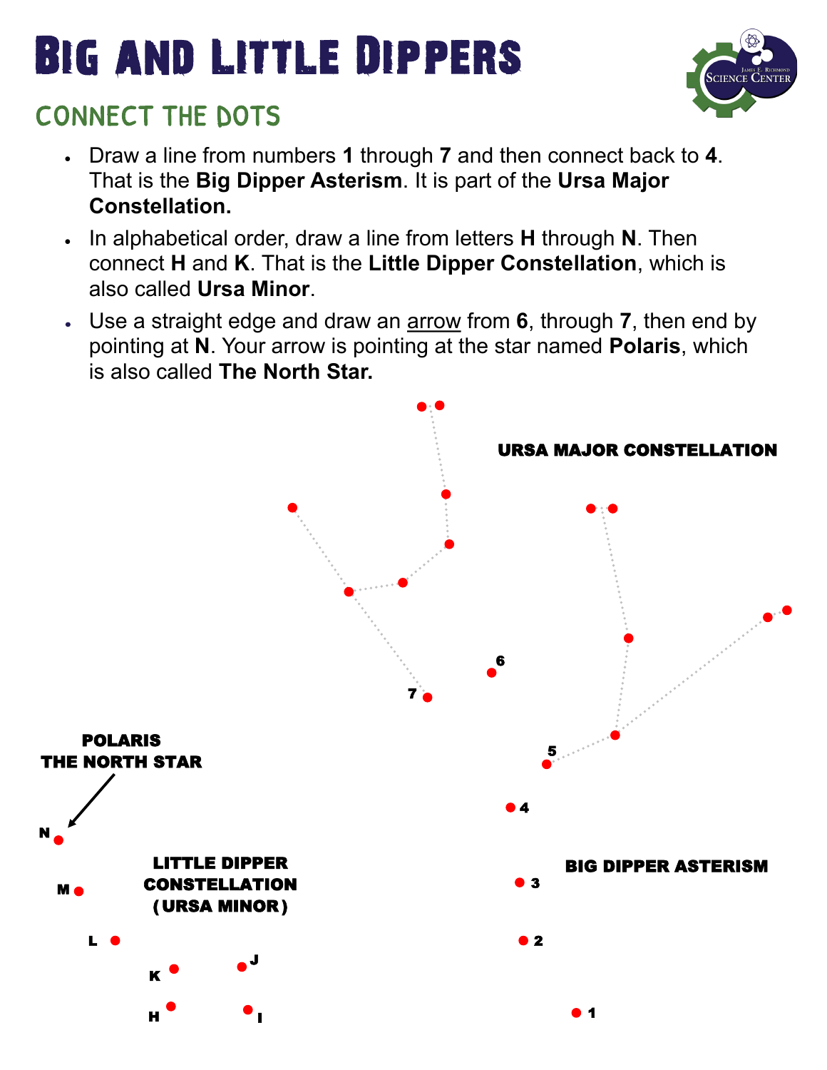# Big and Little Dippers

## CONNECT THE DOTS

- Draw a line from numbers **1** through **7** and then connect back to **4**. That is the **Big Dipper Asterism**. It is part of the **Ursa Major Constellation.**
- In alphabetical order, draw a line from letters **H** through **N**. Then connect **H** and **K**. That is the **Little Dipper Constellation**, which is also called **Ursa Minor**.
- Use a straight edge and draw an arrow from **6**, through **7**, then end by pointing at **N**. Your arrow is pointing at the star named **Polaris**, which is also called **The North Star.**

**URSA MAJOR CONSTELLATION**

**POLARIS THE NORTH STAR**

**LITTLE DIPPER CONSTELLATION (URSA MINOR)**

**BIG DIPPER ASTERISM**

N M L K J H I

7 6 5 4 3 2 1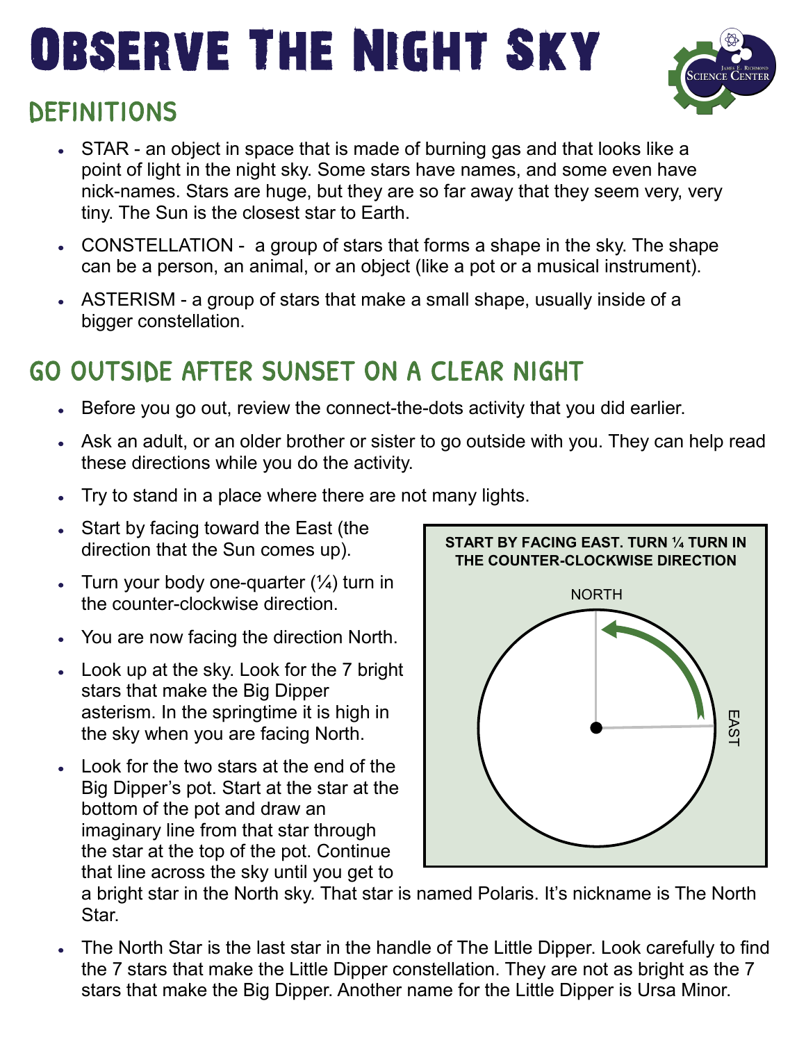# Observe The Night Sky

James E. Richmond Science Center

## Definitions

- STAR - an object in space that is made of burning gas and that looks like a point of light in the night sky. Some stars have names, and some even have nick-names. Stars are huge, but they are so far away that they seem very, very tiny. The Sun is the closest star to Earth.
- CONSTELLATION - a group of stars that forms a shape in the sky. The shape can be a person, an animal, or an object (like a pot or a musical instrument).
- ASTERISM - a group of stars that make a small shape, usually inside of a bigger constellation.

## Go Outside After Sunset on a Clear Night

- Before you go out, review the connect-the-dots activity that you did earlier.
- Ask an adult, or an older brother or sister to go outside with you. They can help read these directions while you do the activity.
- Try to stand in a place where there are not many lights.
- Start by facing toward the East (the direction that the Sun comes up).
- Turn your body one-quarter (¼) turn in the counter-clockwise direction.
- You are now facing the direction North.
- Look up at the sky. Look for the 7 bright stars that make the Big Dipper asterism. In the springtime it is high in the sky when you are facing North.
- Look for the two stars at the end of the Big Dipper's pot. Start at the star at the bottom of the pot and draw an imaginary line from that star through the star at the top of the pot. Continue that line across the sky until you get to a bright star in the North sky. That star is named Polaris. It's nickname is The North Star.
- The North Star is the last star in the handle of The Little Dipper. Look carefully to find the 7 stars that make the Little Dipper constellation. They are not as bright as the 7 stars that make the Big Dipper. Another name for the Little Dipper is Ursa Minor.

**START BY FACING EAST. TURN ¼ TURN IN THE COUNTER-CLOCKWISE DIRECTION**

NORTH

EAST